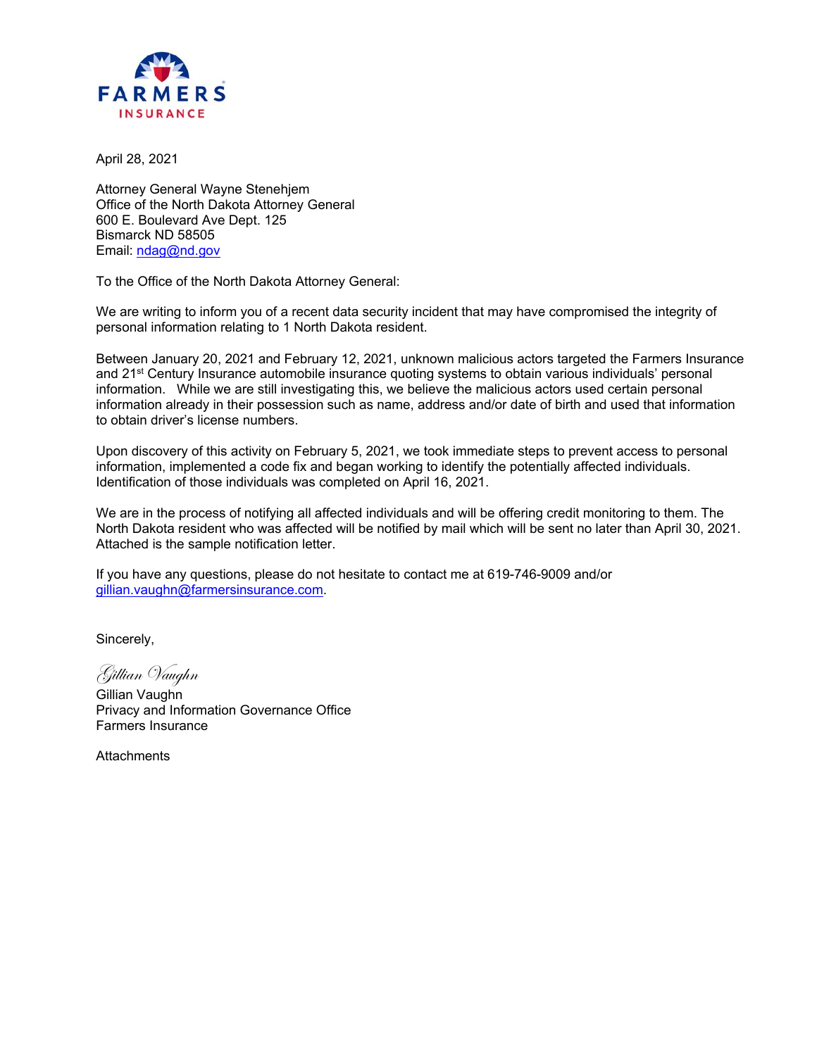FARMERS
INSURANCE

April 28, 2021

Attorney General Wayne Stenehjem
Office of the North Dakota Attorney General
600 E. Boulevard Ave Dept. 125
Bismarck ND 58505
Email: ndag@nd.gov

To the Office of the North Dakota Attorney General:

We are writing to inform you of a recent data security incident that may have compromised the integrity of personal information relating to 1 North Dakota resident.

Between January 20, 2021 and February 12, 2021, unknown malicious actors targeted the Farmers Insurance and 21st Century Insurance automobile insurance quoting systems to obtain various individuals' personal information. While we are still investigating this, we believe the malicious actors used certain personal information already in their possession such as name, address and/or date of birth and used that information to obtain driver's license numbers.

Upon discovery of this activity on February 5, 2021, we took immediate steps to prevent access to personal information, implemented a code fix and began working to identify the potentially affected individuals. Identification of those individuals was completed on April 16, 2021.

We are in the process of notifying all affected individuals and will be offering credit monitoring to them. The North Dakota resident who was affected will be notified by mail which will be sent no later than April 30, 2021. Attached is the sample notification letter.

If you have any questions, please do not hesitate to contact me at 619-746-9009 and/or gillian.vaughn@farmersinsurance.com.

Sincerely,

*Gillian Vaughn*
Gillian Vaughn
Privacy and Information Governance Office
Farmers Insurance

Attachments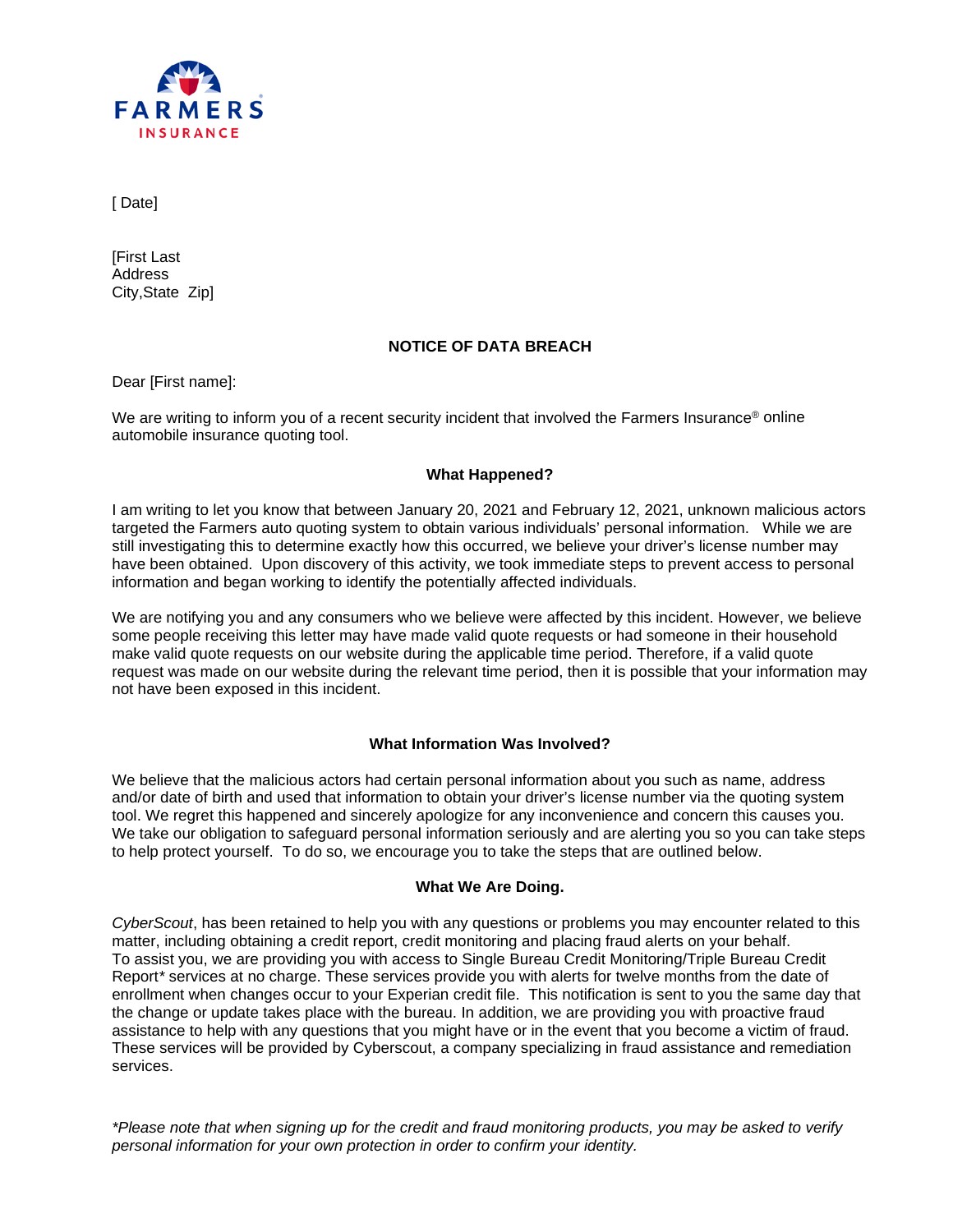FARMERS INSURANCE

[ Date]

[First Last
Address
City,State  Zip]

**NOTICE OF DATA BREACH**

Dear [First name]:

We are writing to inform you of a recent security incident that involved the Farmers Insurance® online automobile insurance quoting tool.

**What Happened?**

I am writing to let you know that between January 20, 2021 and February 12, 2021, unknown malicious actors targeted the Farmers auto quoting system to obtain various individuals' personal information.  While we are still investigating this to determine exactly how this occurred, we believe your driver's license number may have been obtained. Upon discovery of this activity, we took immediate steps to prevent access to personal information and began working to identify the potentially affected individuals.

We are notifying you and any consumers who we believe were affected by this incident. However, we believe some people receiving this letter may have made valid quote requests or had someone in their household make valid quote requests on our website during the applicable time period. Therefore, if a valid quote request was made on our website during the relevant time period, then it is possible that your information may not have been exposed in this incident.

**What Information Was Involved?**

We believe that the malicious actors had certain personal information about you such as name, address and/or date of birth and used that information to obtain your driver's license number via the quoting system tool. We regret this happened and sincerely apologize for any inconvenience and concern this causes you. We take our obligation to safeguard personal information seriously and are alerting you so you can take steps to help protect yourself. To do so, we encourage you to take the steps that are outlined below.

**What We Are Doing.**

*CyberScout*, has been retained to help you with any questions or problems you may encounter related to this matter, including obtaining a credit report, credit monitoring and placing fraud alerts on your behalf. To assist you, we are providing you with access to Single Bureau Credit Monitoring/Triple Bureau Credit Report* services at no charge. These services provide you with alerts for twelve months from the date of enrollment when changes occur to your Experian credit file. This notification is sent to you the same day that the change or update takes place with the bureau. In addition, we are providing you with proactive fraud assistance to help with any questions that you might have or in the event that you become a victim of fraud. These services will be provided by Cyberscout, a company specializing in fraud assistance and remediation services.

*\*Please note that when signing up for the credit and fraud monitoring products, you may be asked to verify personal information for your own protection in order to confirm your identity.*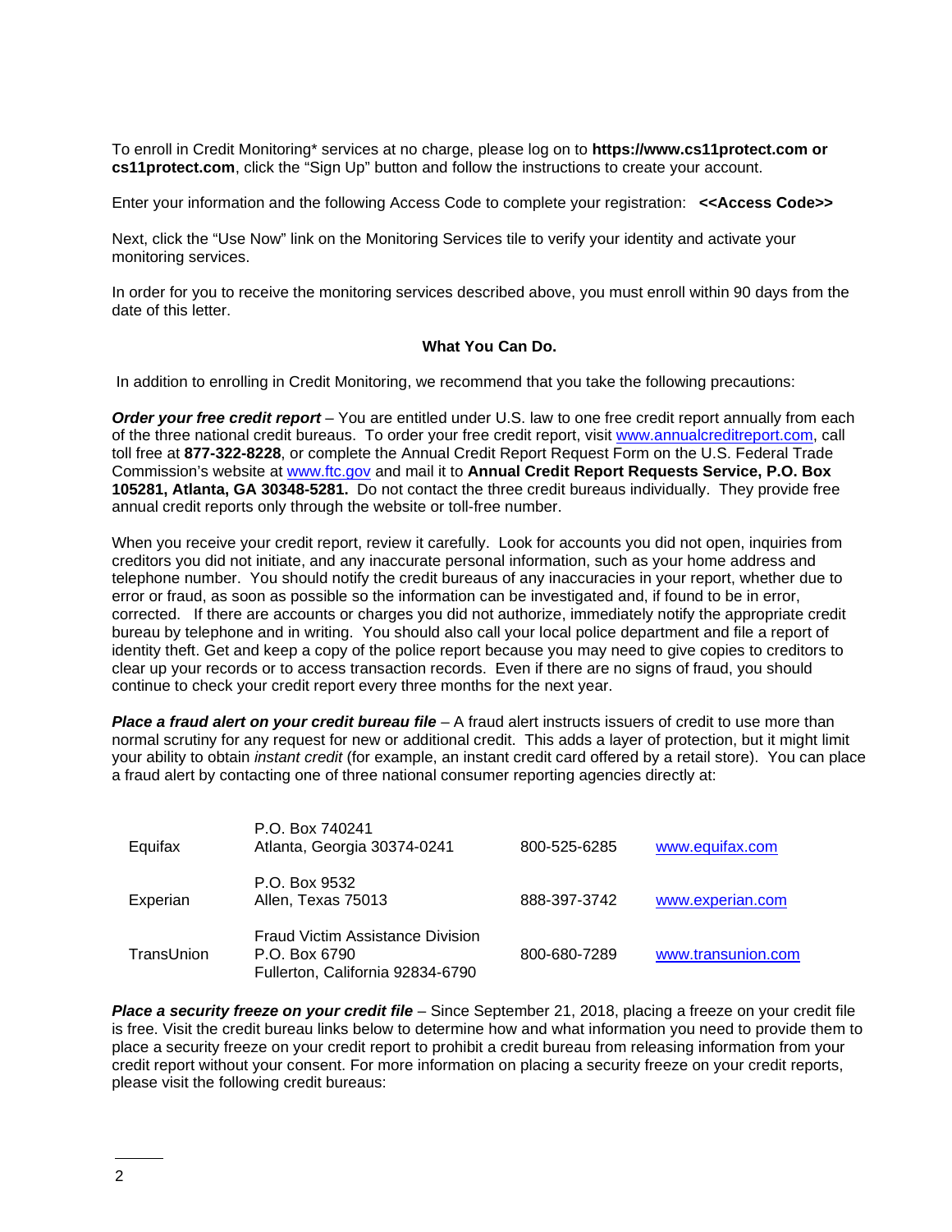To enroll in Credit Monitoring* services at no charge, please log on to **https://www.cs11protect.com or cs11protect.com**, click the "Sign Up" button and follow the instructions to create your account.

Enter your information and the following Access Code to complete your registration: **<<Access Code>>**

Next, click the "Use Now" link on the Monitoring Services tile to verify your identity and activate your monitoring services.

In order for you to receive the monitoring services described above, you must enroll within 90 days from the date of this letter.

**What You Can Do.**

In addition to enrolling in Credit Monitoring, we recommend that you take the following precautions:

***Order your free credit report*** – You are entitled under U.S. law to one free credit report annually from each of the three national credit bureaus. To order your free credit report, visit www.annualcreditreport.com, call toll free at **877-322-8228**, or complete the Annual Credit Report Request Form on the U.S. Federal Trade Commission's website at www.ftc.gov and mail it to **Annual Credit Report Requests Service, P.O. Box 105281, Atlanta, GA 30348-5281.** Do not contact the three credit bureaus individually. They provide free annual credit reports only through the website or toll-free number.

When you receive your credit report, review it carefully. Look for accounts you did not open, inquiries from creditors you did not initiate, and any inaccurate personal information, such as your home address and telephone number. You should notify the credit bureaus of any inaccuracies in your report, whether due to error or fraud, as soon as possible so the information can be investigated and, if found to be in error, corrected. If there are accounts or charges you did not authorize, immediately notify the appropriate credit bureau by telephone and in writing. You should also call your local police department and file a report of identity theft. Get and keep a copy of the police report because you may need to give copies to creditors to clear up your records or to access transaction records. Even if there are no signs of fraud, you should continue to check your credit report every three months for the next year.

***Place a fraud alert on your credit bureau file*** – A fraud alert instructs issuers of credit to use more than normal scrutiny for any request for new or additional credit. This adds a layer of protection, but it might limit your ability to obtain *instant credit* (for example, an instant credit card offered by a retail store). You can place a fraud alert by contacting one of three national consumer reporting agencies directly at:

| | | | |
|---|---|---|---|
| Equifax | P.O. Box 740241<br>Atlanta, Georgia 30374-0241 | 800-525-6285 | www.equifax.com |
| Experian | P.O. Box 9532<br>Allen, Texas 75013 | 888-397-3742 | www.experian.com |
| TransUnion | Fraud Victim Assistance Division<br>P.O. Box 6790<br>Fullerton, California 92834-6790 | 800-680-7289 | www.transunion.com |

***Place a security freeze on your credit file*** – Since September 21, 2018, placing a freeze on your credit file is free. Visit the credit bureau links below to determine how and what information you need to provide them to place a security freeze on your credit report to prohibit a credit bureau from releasing information from your credit report without your consent. For more information on placing a security freeze on your credit reports, please visit the following credit bureaus: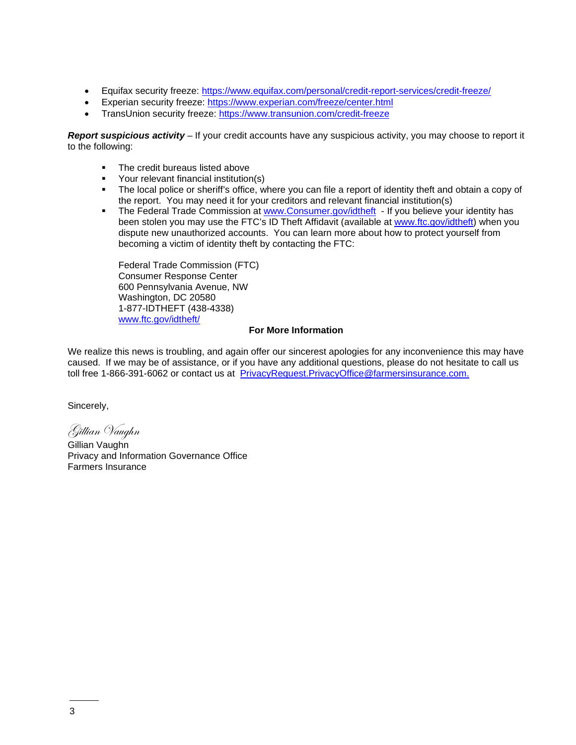- Equifax security freeze: https://www.equifax.com/personal/credit-report-services/credit-freeze/
- Experian security freeze: https://www.experian.com/freeze/center.html
- TransUnion security freeze: https://www.transunion.com/credit-freeze

***Report suspicious activity*** – If your credit accounts have any suspicious activity, you may choose to report it to the following:

- The credit bureaus listed above
- Your relevant financial institution(s)
- The local police or sheriff's office, where you can file a report of identity theft and obtain a copy of the report. You may need it for your creditors and relevant financial institution(s)
- The Federal Trade Commission at www.Consumer.gov/idtheft - If you believe your identity has been stolen you may use the FTC's ID Theft Affidavit (available at www.ftc.gov/idtheft) when you dispute new unauthorized accounts. You can learn more about how to protect yourself from becoming a victim of identity theft by contacting the FTC:

  Federal Trade Commission (FTC)
  Consumer Response Center
  600 Pennsylvania Avenue, NW
  Washington, DC 20580
  1-877-IDTHEFT (438-4338)
  www.ftc.gov/idtheft/

**For More Information**

We realize this news is troubling, and again offer our sincerest apologies for any inconvenience this may have caused. If we may be of assistance, or if you have any additional questions, please do not hesitate to call us toll free 1-866-391-6062 or contact us at PrivacyRequest.PrivacyOffice@farmersinsurance.com.

Sincerely,

*Gillian Vaughn*

Gillian Vaughn
Privacy and Information Governance Office
Farmers Insurance